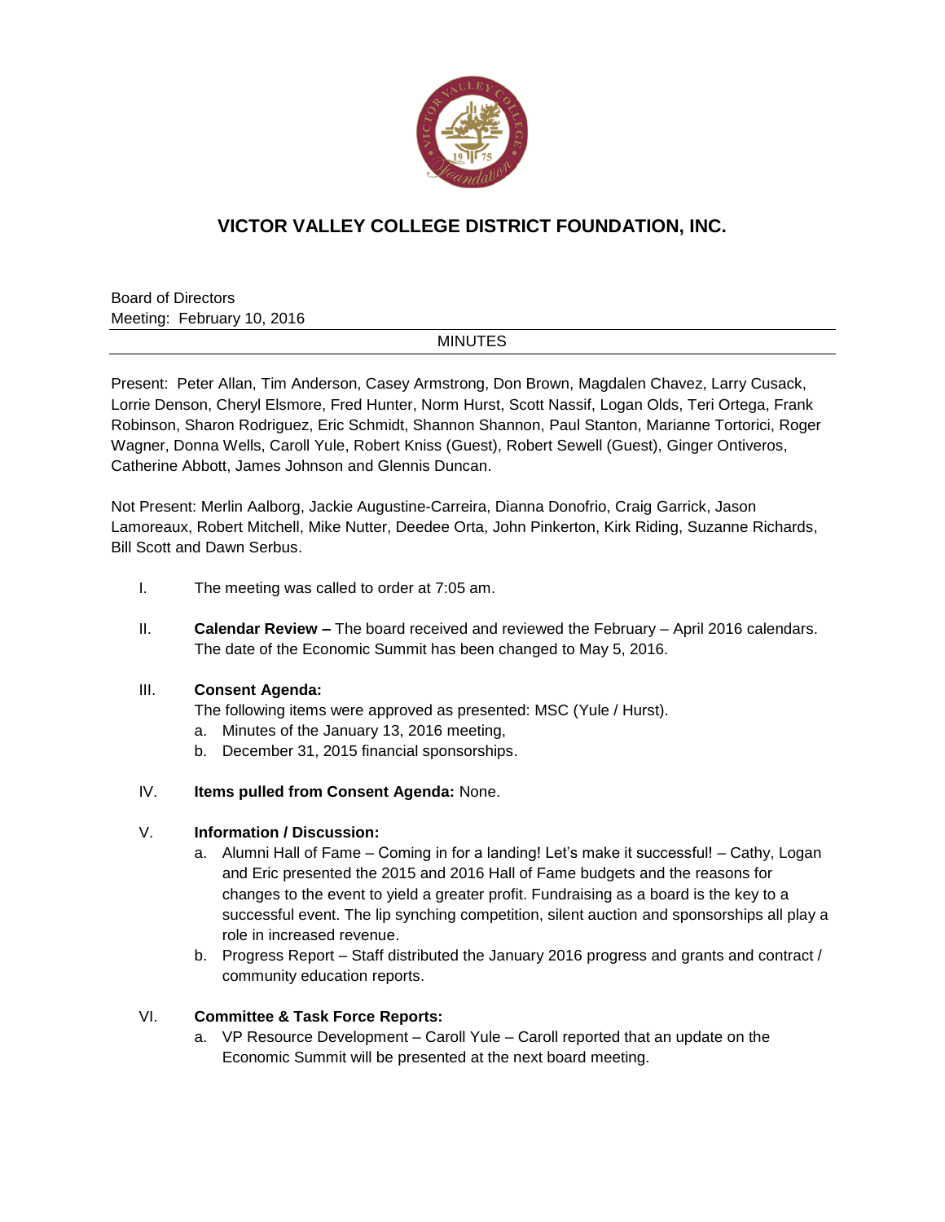# VICTOR VALLEY COLLEGE DISTRICT FOUNDATION, INC.

Board of Directors
Meeting: February 10, 2016

MINUTES

Present: Peter Allan, Tim Anderson, Casey Armstrong, Don Brown, Magdalen Chavez, Larry Cusack, Lorrie Denson, Cheryl Elsmore, Fred Hunter, Norm Hurst, Scott Nassif, Logan Olds, Teri Ortega, Frank Robinson, Sharon Rodriguez, Eric Schmidt, Shannon Shannon, Paul Stanton, Marianne Tortorici, Roger Wagner, Donna Wells, Caroll Yule, Robert Kniss (Guest), Robert Sewell (Guest), Ginger Ontiveros, Catherine Abbott, James Johnson and Glennis Duncan.

Not Present: Merlin Aalborg, Jackie Augustine-Carreira, Dianna Donofrio, Craig Garrick, Jason Lamoreaux, Robert Mitchell, Mike Nutter, Deedee Orta, John Pinkerton, Kirk Riding, Suzanne Richards, Bill Scott and Dawn Serbus.

I. The meeting was called to order at 7:05 am.

II. **Calendar Review –** The board received and reviewed the February – April 2016 calendars. The date of the Economic Summit has been changed to May 5, 2016.

III. **Consent Agenda:**
The following items were approved as presented: MSC (Yule / Hurst).
   a. Minutes of the January 13, 2016 meeting,
   b. December 31, 2015 financial sponsorships.

IV. **Items pulled from Consent Agenda:** None.

V. **Information / Discussion:**
   a. Alumni Hall of Fame – Coming in for a landing! Let's make it successful! – Cathy, Logan and Eric presented the 2015 and 2016 Hall of Fame budgets and the reasons for changes to the event to yield a greater profit. Fundraising as a board is the key to a successful event. The lip synching competition, silent auction and sponsorships all play a role in increased revenue.
   b. Progress Report – Staff distributed the January 2016 progress and grants and contract / community education reports.

VI. **Committee & Task Force Reports:**
   a. VP Resource Development – Caroll Yule – Caroll reported that an update on the Economic Summit will be presented at the next board meeting.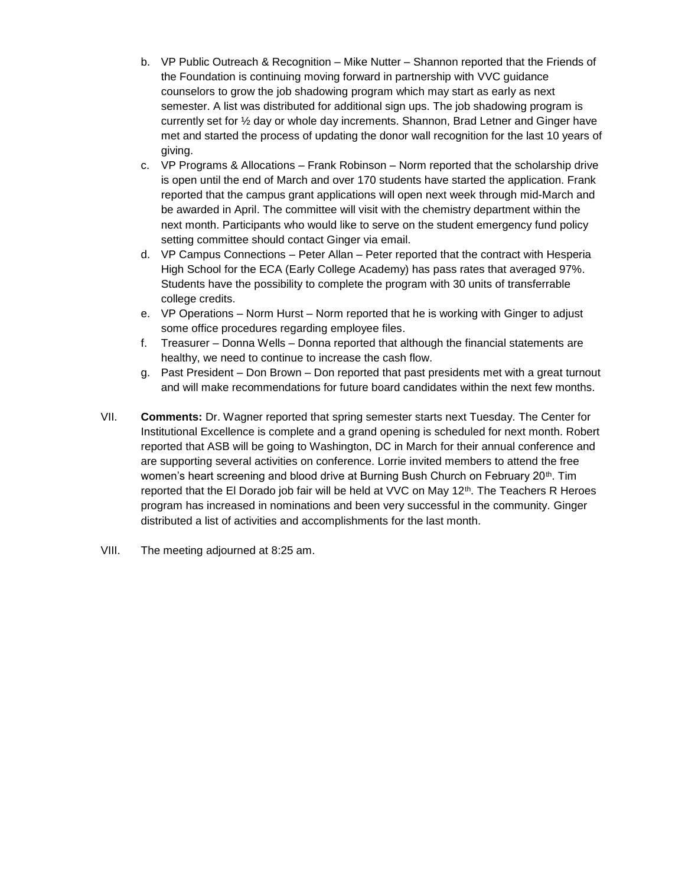b. VP Public Outreach & Recognition – Mike Nutter – Shannon reported that the Friends of the Foundation is continuing moving forward in partnership with VVC guidance counselors to grow the job shadowing program which may start as early as next semester. A list was distributed for additional sign ups. The job shadowing program is currently set for ½ day or whole day increments. Shannon, Brad Letner and Ginger have met and started the process of updating the donor wall recognition for the last 10 years of giving.
c. VP Programs & Allocations – Frank Robinson – Norm reported that the scholarship drive is open until the end of March and over 170 students have started the application. Frank reported that the campus grant applications will open next week through mid-March and be awarded in April. The committee will visit with the chemistry department within the next month. Participants who would like to serve on the student emergency fund policy setting committee should contact Ginger via email.
d. VP Campus Connections – Peter Allan – Peter reported that the contract with Hesperia High School for the ECA (Early College Academy) has pass rates that averaged 97%. Students have the possibility to complete the program with 30 units of transferrable college credits.
e. VP Operations – Norm Hurst – Norm reported that he is working with Ginger to adjust some office procedures regarding employee files.
f. Treasurer – Donna Wells – Donna reported that although the financial statements are healthy, we need to continue to increase the cash flow.
g. Past President – Don Brown – Don reported that past presidents met with a great turnout and will make recommendations for future board candidates within the next few months.

VII. **Comments:** Dr. Wagner reported that spring semester starts next Tuesday. The Center for Institutional Excellence is complete and a grand opening is scheduled for next month. Robert reported that ASB will be going to Washington, DC in March for their annual conference and are supporting several activities on conference. Lorrie invited members to attend the free women's heart screening and blood drive at Burning Bush Church on February 20th. Tim reported that the El Dorado job fair will be held at VVC on May 12th. The Teachers R Heroes program has increased in nominations and been very successful in the community. Ginger distributed a list of activities and accomplishments for the last month.

VIII. The meeting adjourned at 8:25 am.